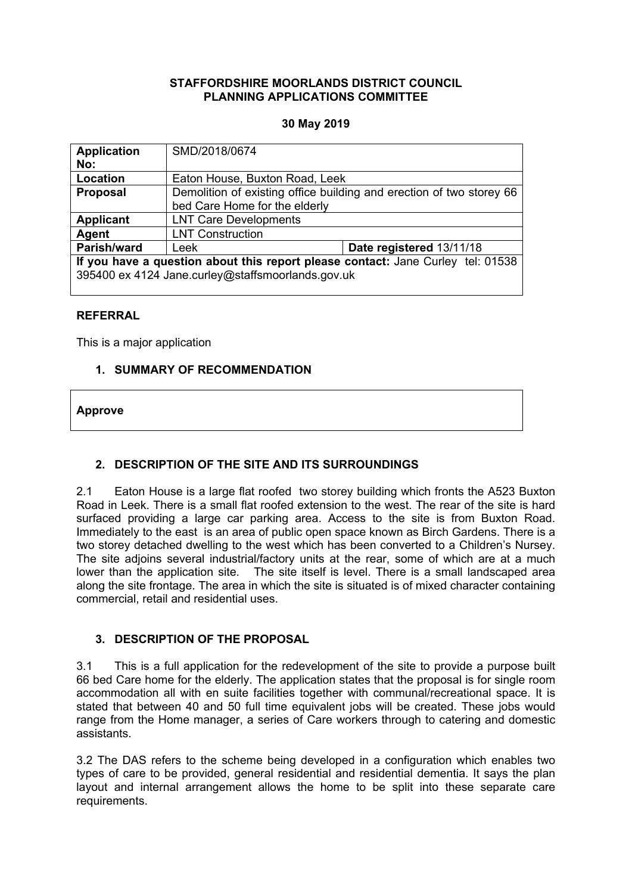**STAFFORDSHIRE MOORLANDS DISTRICT COUNCIL**
**PLANNING APPLICATIONS COMMITTEE**

**30 May 2019**

| **Application No:** | SMD/2018/0674 | |
|---|---|---|
| **Location** | Eaton House, Buxton Road, Leek | |
| **Proposal** | Demolition of existing office building and erection of two storey 66 bed Care Home for the elderly | |
| **Applicant** | LNT Care Developments | |
| **Agent** | LNT Construction | |
| **Parish/ward** | Leek | **Date registered** 13/11/18 |
| **If you have a question about this report please contact:** Jane Curley tel: 01538 395400 ex 4124 Jane.curley@staffsmoorlands.gov.uk | | |

**REFERRAL**

This is a major application

## 1. SUMMARY OF RECOMMENDATION

**Approve**

## 2. DESCRIPTION OF THE SITE AND ITS SURROUNDINGS

2.1 Eaton House is a large flat roofed two storey building which fronts the A523 Buxton Road in Leek. There is a small flat roofed extension to the west. The rear of the site is hard surfaced providing a large car parking area. Access to the site is from Buxton Road. Immediately to the east is an area of public open space known as Birch Gardens. There is a two storey detached dwelling to the west which has been converted to a Children's Nursey. The site adjoins several industrial/factory units at the rear, some of which are at a much lower than the application site. The site itself is level. There is a small landscaped area along the site frontage. The area in which the site is situated is of mixed character containing commercial, retail and residential uses.

## 3. DESCRIPTION OF THE PROPOSAL

3.1 This is a full application for the redevelopment of the site to provide a purpose built 66 bed Care home for the elderly. The application states that the proposal is for single room accommodation all with en suite facilities together with communal/recreational space. It is stated that between 40 and 50 full time equivalent jobs will be created. These jobs would range from the Home manager, a series of Care workers through to catering and domestic assistants.

3.2 The DAS refers to the scheme being developed in a configuration which enables two types of care to be provided, general residential and residential dementia. It says the plan layout and internal arrangement allows the home to be split into these separate care requirements.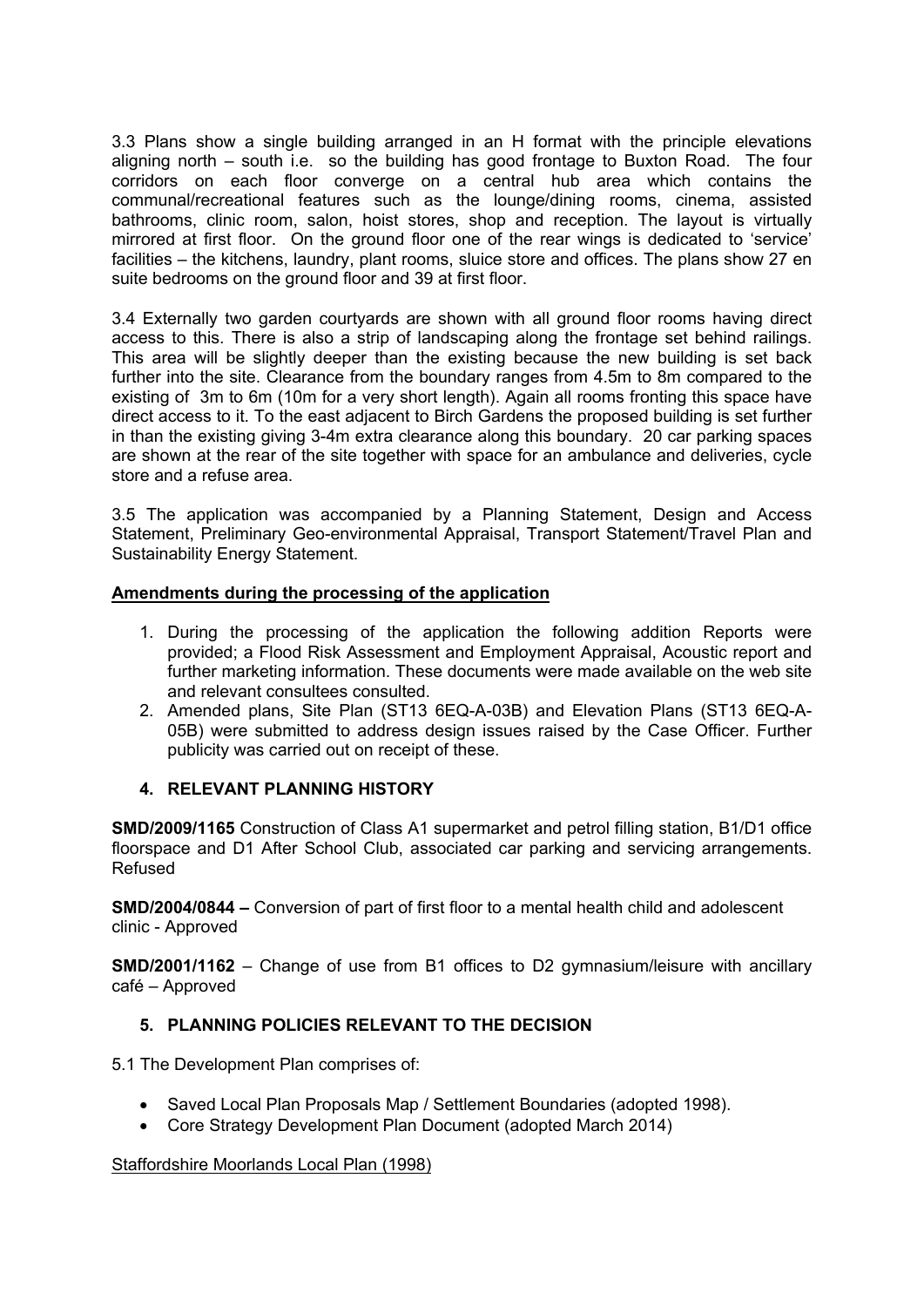3.3 Plans show a single building arranged in an H format with the principle elevations aligning north – south i.e. so the building has good frontage to Buxton Road. The four corridors on each floor converge on a central hub area which contains the communal/recreational features such as the lounge/dining rooms, cinema, assisted bathrooms, clinic room, salon, hoist stores, shop and reception. The layout is virtually mirrored at first floor. On the ground floor one of the rear wings is dedicated to 'service' facilities – the kitchens, laundry, plant rooms, sluice store and offices. The plans show 27 en suite bedrooms on the ground floor and 39 at first floor.

3.4 Externally two garden courtyards are shown with all ground floor rooms having direct access to this. There is also a strip of landscaping along the frontage set behind railings. This area will be slightly deeper than the existing because the new building is set back further into the site. Clearance from the boundary ranges from 4.5m to 8m compared to the existing of 3m to 6m (10m for a very short length). Again all rooms fronting this space have direct access to it. To the east adjacent to Birch Gardens the proposed building is set further in than the existing giving 3-4m extra clearance along this boundary. 20 car parking spaces are shown at the rear of the site together with space for an ambulance and deliveries, cycle store and a refuse area.

3.5 The application was accompanied by a Planning Statement, Design and Access Statement, Preliminary Geo-environmental Appraisal, Transport Statement/Travel Plan and Sustainability Energy Statement.

**Amendments during the processing of the application**

1. During the processing of the application the following addition Reports were provided; a Flood Risk Assessment and Employment Appraisal, Acoustic report and further marketing information. These documents were made available on the web site and relevant consultees consulted.
2. Amended plans, Site Plan (ST13 6EQ-A-03B) and Elevation Plans (ST13 6EQ-A-05B) were submitted to address design issues raised by the Case Officer. Further publicity was carried out on receipt of these.

## 4. RELEVANT PLANNING HISTORY

**SMD/2009/1165** Construction of Class A1 supermarket and petrol filling station, B1/D1 office floorspace and D1 After School Club, associated car parking and servicing arrangements. Refused

**SMD/2004/0844 –** Conversion of part of first floor to a mental health child and adolescent clinic - Approved

**SMD/2001/1162** – Change of use from B1 offices to D2 gymnasium/leisure with ancillary café – Approved

## 5. PLANNING POLICIES RELEVANT TO THE DECISION

5.1 The Development Plan comprises of:

- Saved Local Plan Proposals Map / Settlement Boundaries (adopted 1998).
- Core Strategy Development Plan Document (adopted March 2014)

Staffordshire Moorlands Local Plan (1998)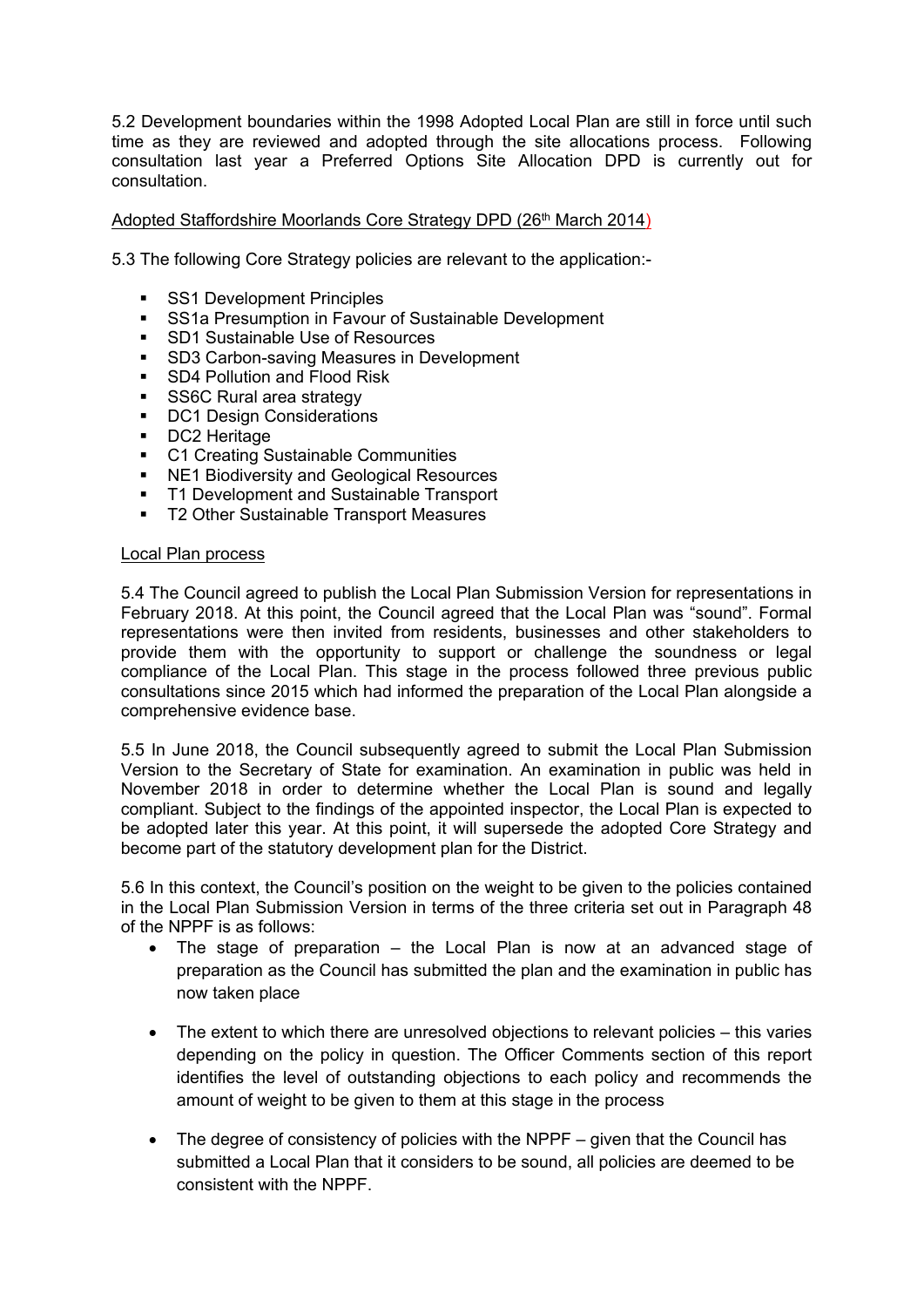5.2 Development boundaries within the 1998 Adopted Local Plan are still in force until such time as they are reviewed and adopted through the site allocations process. Following consultation last year a Preferred Options Site Allocation DPD is currently out for consultation.

Adopted Staffordshire Moorlands Core Strategy DPD (26th March 2014)

5.3 The following Core Strategy policies are relevant to the application:-

- SS1 Development Principles
- SS1a Presumption in Favour of Sustainable Development
- SD1 Sustainable Use of Resources
- SD3 Carbon-saving Measures in Development
- SD4 Pollution and Flood Risk
- SS6C Rural area strategy
- DC1 Design Considerations
- DC2 Heritage
- C1 Creating Sustainable Communities
- NE1 Biodiversity and Geological Resources
- T1 Development and Sustainable Transport
- T2 Other Sustainable Transport Measures

Local Plan process

5.4 The Council agreed to publish the Local Plan Submission Version for representations in February 2018. At this point, the Council agreed that the Local Plan was "sound". Formal representations were then invited from residents, businesses and other stakeholders to provide them with the opportunity to support or challenge the soundness or legal compliance of the Local Plan. This stage in the process followed three previous public consultations since 2015 which had informed the preparation of the Local Plan alongside a comprehensive evidence base.

5.5 In June 2018, the Council subsequently agreed to submit the Local Plan Submission Version to the Secretary of State for examination. An examination in public was held in November 2018 in order to determine whether the Local Plan is sound and legally compliant. Subject to the findings of the appointed inspector, the Local Plan is expected to be adopted later this year. At this point, it will supersede the adopted Core Strategy and become part of the statutory development plan for the District.

5.6 In this context, the Council's position on the weight to be given to the policies contained in the Local Plan Submission Version in terms of the three criteria set out in Paragraph 48 of the NPPF is as follows:

- The stage of preparation – the Local Plan is now at an advanced stage of preparation as the Council has submitted the plan and the examination in public has now taken place

- The extent to which there are unresolved objections to relevant policies – this varies depending on the policy in question. The Officer Comments section of this report identifies the level of outstanding objections to each policy and recommends the amount of weight to be given to them at this stage in the process

- The degree of consistency of policies with the NPPF – given that the Council has submitted a Local Plan that it considers to be sound, all policies are deemed to be consistent with the NPPF.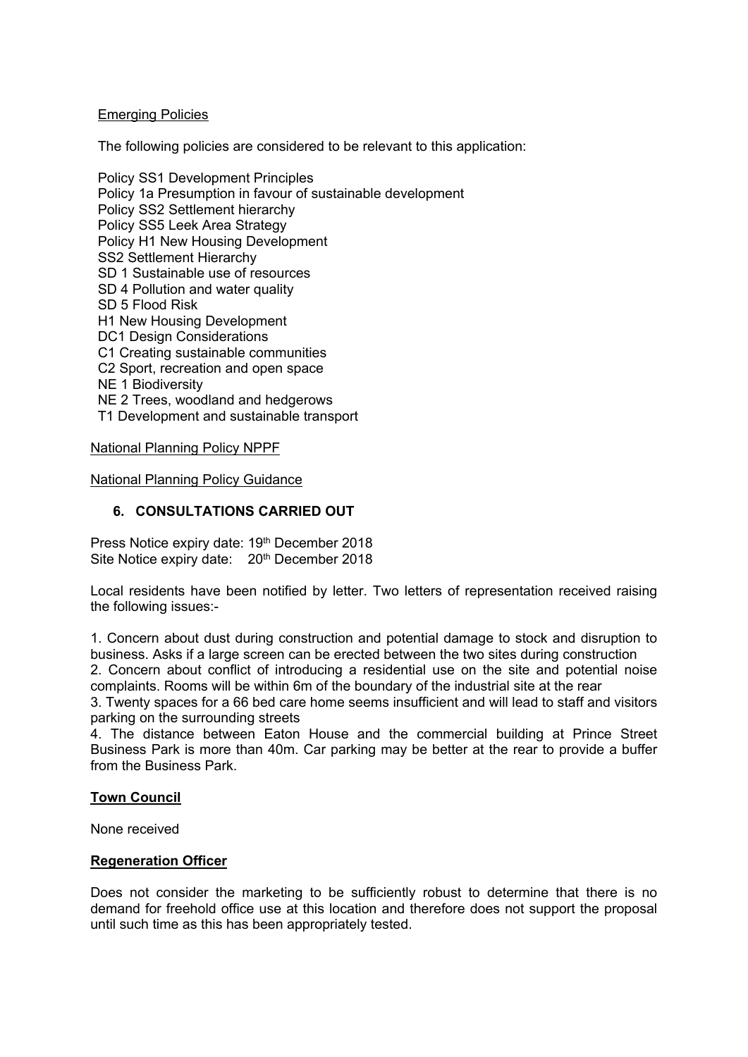Emerging Policies

The following policies are considered to be relevant to this application:

Policy SS1 Development Principles
Policy 1a Presumption in favour of sustainable development
Policy SS2 Settlement hierarchy
Policy SS5 Leek Area Strategy
Policy H1 New Housing Development
SS2 Settlement Hierarchy
SD 1 Sustainable use of resources
SD 4 Pollution and water quality
SD 5 Flood Risk
H1 New Housing Development
DC1 Design Considerations
C1 Creating sustainable communities
C2 Sport, recreation and open space
NE 1 Biodiversity
NE 2 Trees, woodland and hedgerows
T1 Development and sustainable transport

National Planning Policy NPPF

National Planning Policy Guidance

## 6. CONSULTATIONS CARRIED OUT

Press Notice expiry date: 19th December 2018
Site Notice expiry date: 20th December 2018

Local residents have been notified by letter. Two letters of representation received raising the following issues:-

1. Concern about dust during construction and potential damage to stock and disruption to business. Asks if a large screen can be erected between the two sites during construction
2. Concern about conflict of introducing a residential use on the site and potential noise complaints. Rooms will be within 6m of the boundary of the industrial site at the rear
3. Twenty spaces for a 66 bed care home seems insufficient and will lead to staff and visitors parking on the surrounding streets
4. The distance between Eaton House and the commercial building at Prince Street Business Park is more than 40m. Car parking may be better at the rear to provide a buffer from the Business Park.

**Town Council**

None received

**Regeneration Officer**

Does not consider the marketing to be sufficiently robust to determine that there is no demand for freehold office use at this location and therefore does not support the proposal until such time as this has been appropriately tested.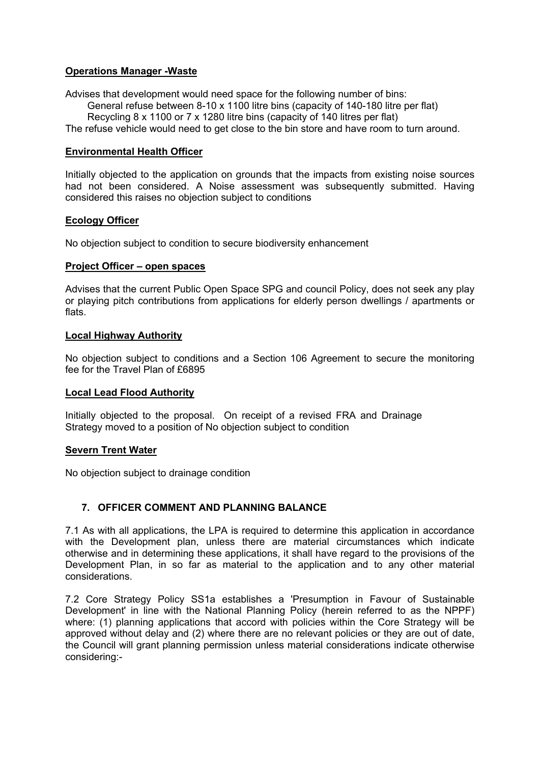**Operations Manager -Waste**

Advises that development would need space for the following number of bins:

General refuse between 8-10 x 1100 litre bins (capacity of 140-180 litre per flat)
Recycling 8 x 1100 or 7 x 1280 litre bins (capacity of 140 litres per flat)

The refuse vehicle would need to get close to the bin store and have room to turn around.

**Environmental Health Officer**

Initially objected to the application on grounds that the impacts from existing noise sources had not been considered. A Noise assessment was subsequently submitted. Having considered this raises no objection subject to conditions

**Ecology Officer**

No objection subject to condition to secure biodiversity enhancement

**Project Officer – open spaces**

Advises that the current Public Open Space SPG and council Policy, does not seek any play or playing pitch contributions from applications for elderly person dwellings / apartments or flats.

**Local Highway Authority**

No objection subject to conditions and a Section 106 Agreement to secure the monitoring fee for the Travel Plan of £6895

**Local Lead Flood Authority**

Initially objected to the proposal. On receipt of a revised FRA and Drainage Strategy moved to a position of No objection subject to condition

**Severn Trent Water**

No objection subject to drainage condition

## 7. OFFICER COMMENT AND PLANNING BALANCE

7.1 As with all applications, the LPA is required to determine this application in accordance with the Development plan, unless there are material circumstances which indicate otherwise and in determining these applications, it shall have regard to the provisions of the Development Plan, in so far as material to the application and to any other material considerations.

7.2 Core Strategy Policy SS1a establishes a 'Presumption in Favour of Sustainable Development' in line with the National Planning Policy (herein referred to as the NPPF) where: (1) planning applications that accord with policies within the Core Strategy will be approved without delay and (2) where there are no relevant policies or they are out of date, the Council will grant planning permission unless material considerations indicate otherwise considering:-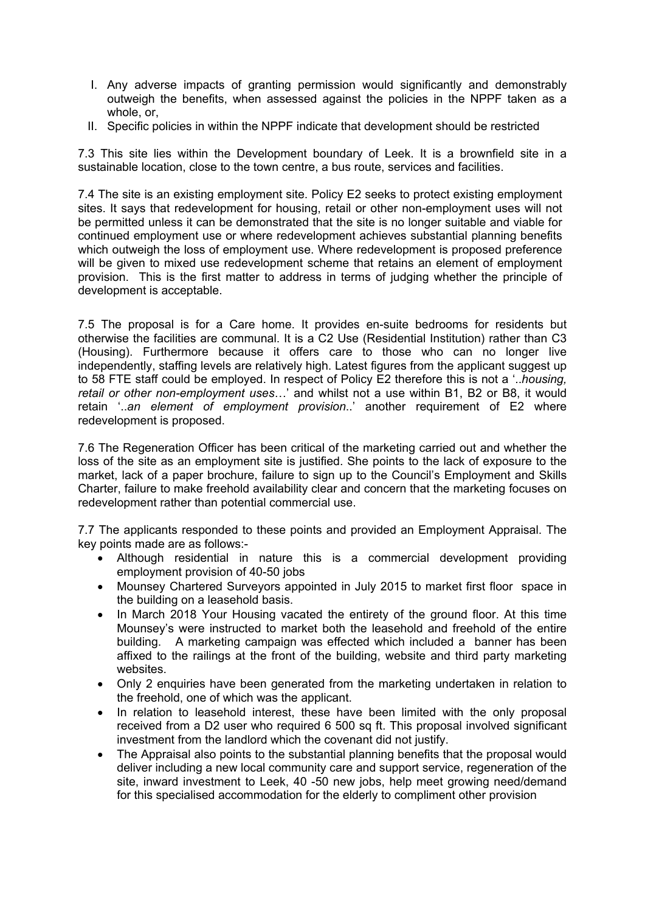I. Any adverse impacts of granting permission would significantly and demonstrably outweigh the benefits, when assessed against the policies in the NPPF taken as a whole, or,

II. Specific policies in within the NPPF indicate that development should be restricted

7.3 This site lies within the Development boundary of Leek. It is a brownfield site in a sustainable location, close to the town centre, a bus route, services and facilities.

7.4 The site is an existing employment site. Policy E2 seeks to protect existing employment sites. It says that redevelopment for housing, retail or other non-employment uses will not be permitted unless it can be demonstrated that the site is no longer suitable and viable for continued employment use or where redevelopment achieves substantial planning benefits which outweigh the loss of employment use. Where redevelopment is proposed preference will be given to mixed use redevelopment scheme that retains an element of employment provision. This is the first matter to address in terms of judging whether the principle of development is acceptable.

7.5 The proposal is for a Care home. It provides en-suite bedrooms for residents but otherwise the facilities are communal. It is a C2 Use (Residential Institution) rather than C3 (Housing). Furthermore because it offers care to those who can no longer live independently, staffing levels are relatively high. Latest figures from the applicant suggest up to 58 FTE staff could be employed. In respect of Policy E2 therefore this is not a '..*housing, retail or other non-employment uses*…' and whilst not a use within B1, B2 or B8, it would retain '..*an element of employment provision*..' another requirement of E2 where redevelopment is proposed.

7.6 The Regeneration Officer has been critical of the marketing carried out and whether the loss of the site as an employment site is justified. She points to the lack of exposure to the market, lack of a paper brochure, failure to sign up to the Council's Employment and Skills Charter, failure to make freehold availability clear and concern that the marketing focuses on redevelopment rather than potential commercial use.

7.7 The applicants responded to these points and provided an Employment Appraisal. The key points made are as follows:-

- Although residential in nature this is a commercial development providing employment provision of 40-50 jobs
- Mounsey Chartered Surveyors appointed in July 2015 to market first floor space in the building on a leasehold basis.
- In March 2018 Your Housing vacated the entirety of the ground floor. At this time Mounsey's were instructed to market both the leasehold and freehold of the entire building. A marketing campaign was effected which included a banner has been affixed to the railings at the front of the building, website and third party marketing websites.
- Only 2 enquiries have been generated from the marketing undertaken in relation to the freehold, one of which was the applicant.
- In relation to leasehold interest, these have been limited with the only proposal received from a D2 user who required 6 500 sq ft. This proposal involved significant investment from the landlord which the covenant did not justify.
- The Appraisal also points to the substantial planning benefits that the proposal would deliver including a new local community care and support service, regeneration of the site, inward investment to Leek, 40 -50 new jobs, help meet growing need/demand for this specialised accommodation for the elderly to compliment other provision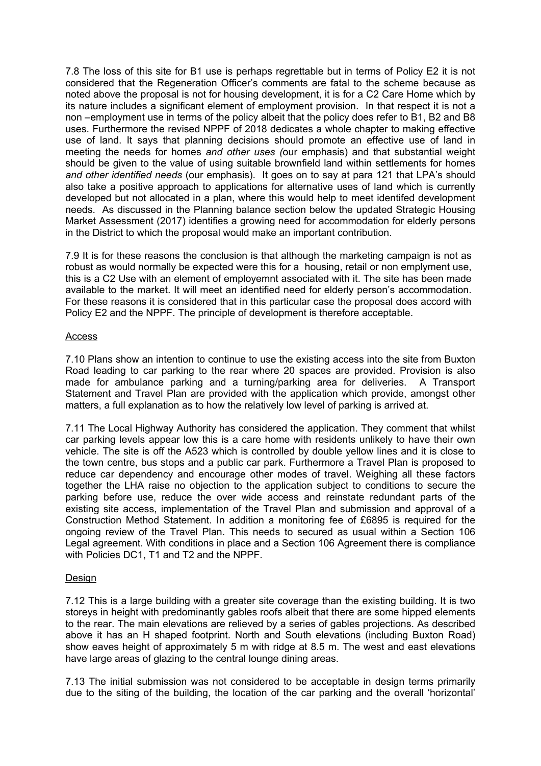7.8 The loss of this site for B1 use is perhaps regrettable but in terms of Policy E2 it is not considered that the Regeneration Officer's comments are fatal to the scheme because as noted above the proposal is not for housing development, it is for a C2 Care Home which by its nature includes a significant element of employment provision. In that respect it is not a non –employment use in terms of the policy albeit that the policy does refer to B1, B2 and B8 uses. Furthermore the revised NPPF of 2018 dedicates a whole chapter to making effective use of land. It says that planning decisions should promote an effective use of land in meeting the needs for homes *and other uses (*our emphasis) and that substantial weight should be given to the value of using suitable brownfield land within settlements for homes *and other identified needs* (our emphasis). It goes on to say at para 121 that LPA's should also take a positive approach to applications for alternative uses of land which is currently developed but not allocated in a plan, where this would help to meet identifed development needs. As discussed in the Planning balance section below the updated Strategic Housing Market Assessment (2017) identifies a growing need for accommodation for elderly persons in the District to which the proposal would make an important contribution.

7.9 It is for these reasons the conclusion is that although the marketing campaign is not as robust as would normally be expected were this for a housing, retail or non emplyment use, this is a C2 Use with an element of employemnt associated with it. The site has been made available to the market. It will meet an identified need for elderly person's accommodation. For these reasons it is considered that in this particular case the proposal does accord with Policy E2 and the NPPF. The principle of development is therefore acceptable.

Access

7.10 Plans show an intention to continue to use the existing access into the site from Buxton Road leading to car parking to the rear where 20 spaces are provided. Provision is also made for ambulance parking and a turning/parking area for deliveries. A Transport Statement and Travel Plan are provided with the application which provide, amongst other matters, a full explanation as to how the relatively low level of parking is arrived at.

7.11 The Local Highway Authority has considered the application. They comment that whilst car parking levels appear low this is a care home with residents unlikely to have their own vehicle. The site is off the A523 which is controlled by double yellow lines and it is close to the town centre, bus stops and a public car park. Furthermore a Travel Plan is proposed to reduce car dependency and encourage other modes of travel. Weighing all these factors together the LHA raise no objection to the application subject to conditions to secure the parking before use, reduce the over wide access and reinstate redundant parts of the existing site access, implementation of the Travel Plan and submission and approval of a Construction Method Statement. In addition a monitoring fee of £6895 is required for the ongoing review of the Travel Plan. This needs to secured as usual within a Section 106 Legal agreement. With conditions in place and a Section 106 Agreement there is compliance with Policies DC1, T1 and T2 and the NPPF.

Design

7.12 This is a large building with a greater site coverage than the existing building. It is two storeys in height with predominantly gables roofs albeit that there are some hipped elements to the rear. The main elevations are relieved by a series of gables projections. As described above it has an H shaped footprint. North and South elevations (including Buxton Road) show eaves height of approximately 5 m with ridge at 8.5 m. The west and east elevations have large areas of glazing to the central lounge dining areas.

7.13 The initial submission was not considered to be acceptable in design terms primarily due to the siting of the building, the location of the car parking and the overall 'horizontal'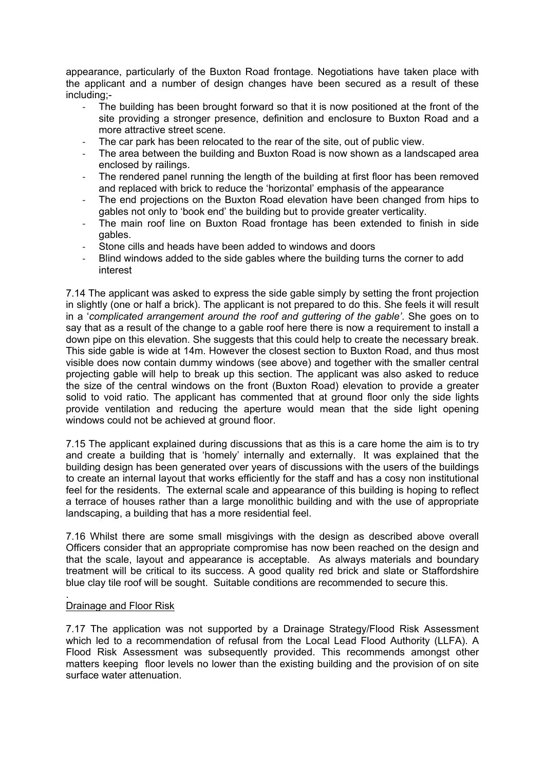appearance, particularly of the Buxton Road frontage. Negotiations have taken place with the applicant and a number of design changes have been secured as a result of these including;-

- The building has been brought forward so that it is now positioned at the front of the site providing a stronger presence, definition and enclosure to Buxton Road and a more attractive street scene.
- The car park has been relocated to the rear of the site, out of public view.
- The area between the building and Buxton Road is now shown as a landscaped area enclosed by railings.
- The rendered panel running the length of the building at first floor has been removed and replaced with brick to reduce the 'horizontal' emphasis of the appearance
- The end projections on the Buxton Road elevation have been changed from hips to gables not only to 'book end' the building but to provide greater verticality.
- The main roof line on Buxton Road frontage has been extended to finish in side gables.
- Stone cills and heads have been added to windows and doors
- Blind windows added to the side gables where the building turns the corner to add interest

7.14 The applicant was asked to express the side gable simply by setting the front projection in slightly (one or half a brick). The applicant is not prepared to do this. She feels it will result in a '*complicated arrangement around the roof and guttering of the gable'*. She goes on to say that as a result of the change to a gable roof here there is now a requirement to install a down pipe on this elevation. She suggests that this could help to create the necessary break. This side gable is wide at 14m. However the closest section to Buxton Road, and thus most visible does now contain dummy windows (see above) and together with the smaller central projecting gable will help to break up this section. The applicant was also asked to reduce the size of the central windows on the front (Buxton Road) elevation to provide a greater solid to void ratio. The applicant has commented that at ground floor only the side lights provide ventilation and reducing the aperture would mean that the side light opening windows could not be achieved at ground floor.

7.15 The applicant explained during discussions that as this is a care home the aim is to try and create a building that is 'homely' internally and externally. It was explained that the building design has been generated over years of discussions with the users of the buildings to create an internal layout that works efficiently for the staff and has a cosy non institutional feel for the residents. The external scale and appearance of this building is hoping to reflect a terrace of houses rather than a large monolithic building and with the use of appropriate landscaping, a building that has a more residential feel.

7.16 Whilst there are some small misgivings with the design as described above overall Officers consider that an appropriate compromise has now been reached on the design and that the scale, layout and appearance is acceptable. As always materials and boundary treatment will be critical to its success. A good quality red brick and slate or Staffordshire blue clay tile roof will be sought. Suitable conditions are recommended to secure this.

.

Drainage and Floor Risk

7.17 The application was not supported by a Drainage Strategy/Flood Risk Assessment which led to a recommendation of refusal from the Local Lead Flood Authority (LLFA). A Flood Risk Assessment was subsequently provided. This recommends amongst other matters keeping floor levels no lower than the existing building and the provision of on site surface water attenuation.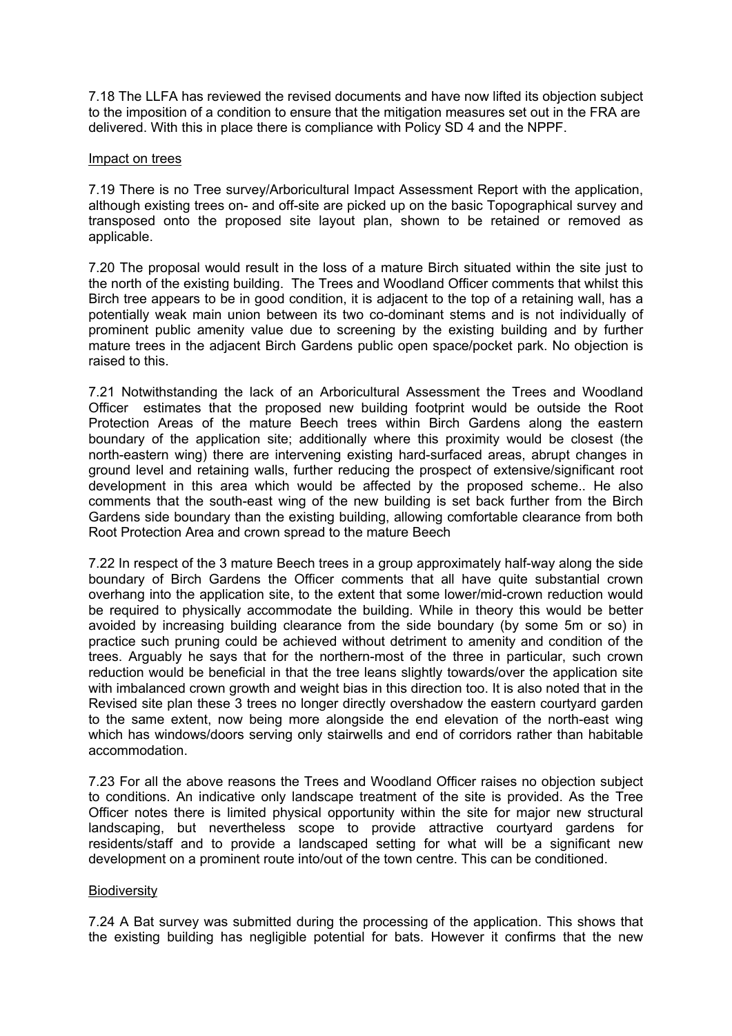7.18 The LLFA has reviewed the revised documents and have now lifted its objection subject to the imposition of a condition to ensure that the mitigation measures set out in the FRA are delivered. With this in place there is compliance with Policy SD 4 and the NPPF.

Impact on trees

7.19 There is no Tree survey/Arboricultural Impact Assessment Report with the application, although existing trees on- and off-site are picked up on the basic Topographical survey and transposed onto the proposed site layout plan, shown to be retained or removed as applicable.

7.20 The proposal would result in the loss of a mature Birch situated within the site just to the north of the existing building. The Trees and Woodland Officer comments that whilst this Birch tree appears to be in good condition, it is adjacent to the top of a retaining wall, has a potentially weak main union between its two co-dominant stems and is not individually of prominent public amenity value due to screening by the existing building and by further mature trees in the adjacent Birch Gardens public open space/pocket park. No objection is raised to this.

7.21 Notwithstanding the lack of an Arboricultural Assessment the Trees and Woodland Officer estimates that the proposed new building footprint would be outside the Root Protection Areas of the mature Beech trees within Birch Gardens along the eastern boundary of the application site; additionally where this proximity would be closest (the north-eastern wing) there are intervening existing hard-surfaced areas, abrupt changes in ground level and retaining walls, further reducing the prospect of extensive/significant root development in this area which would be affected by the proposed scheme.. He also comments that the south-east wing of the new building is set back further from the Birch Gardens side boundary than the existing building, allowing comfortable clearance from both Root Protection Area and crown spread to the mature Beech

7.22 In respect of the 3 mature Beech trees in a group approximately half-way along the side boundary of Birch Gardens the Officer comments that all have quite substantial crown overhang into the application site, to the extent that some lower/mid-crown reduction would be required to physically accommodate the building. While in theory this would be better avoided by increasing building clearance from the side boundary (by some 5m or so) in practice such pruning could be achieved without detriment to amenity and condition of the trees. Arguably he says that for the northern-most of the three in particular, such crown reduction would be beneficial in that the tree leans slightly towards/over the application site with imbalanced crown growth and weight bias in this direction too. It is also noted that in the Revised site plan these 3 trees no longer directly overshadow the eastern courtyard garden to the same extent, now being more alongside the end elevation of the north-east wing which has windows/doors serving only stairwells and end of corridors rather than habitable accommodation.

7.23 For all the above reasons the Trees and Woodland Officer raises no objection subject to conditions. An indicative only landscape treatment of the site is provided. As the Tree Officer notes there is limited physical opportunity within the site for major new structural landscaping, but nevertheless scope to provide attractive courtyard gardens for residents/staff and to provide a landscaped setting for what will be a significant new development on a prominent route into/out of the town centre. This can be conditioned.

Biodiversity

7.24 A Bat survey was submitted during the processing of the application. This shows that the existing building has negligible potential for bats. However it confirms that the new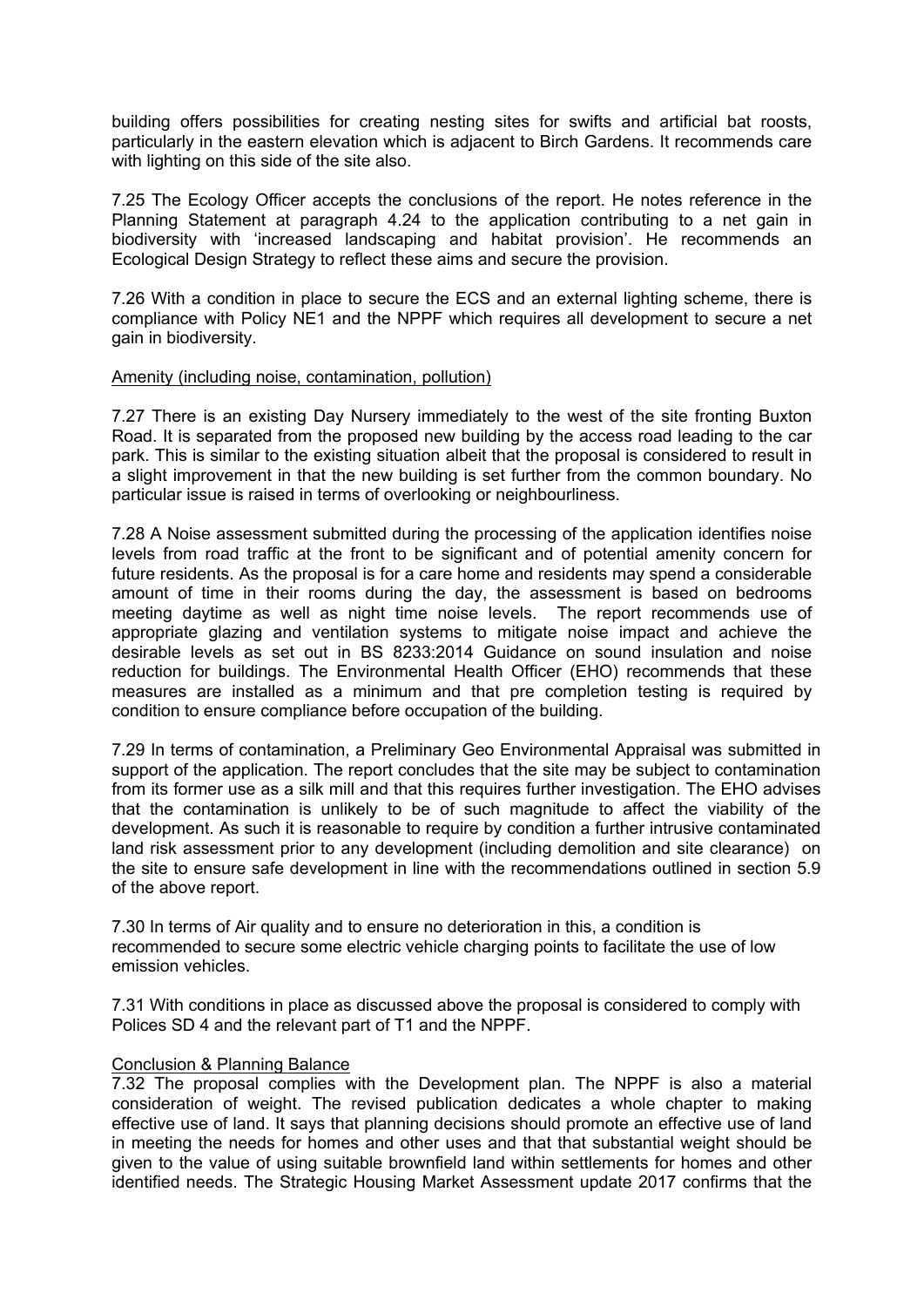building offers possibilities for creating nesting sites for swifts and artificial bat roosts, particularly in the eastern elevation which is adjacent to Birch Gardens. It recommends care with lighting on this side of the site also.

7.25 The Ecology Officer accepts the conclusions of the report. He notes reference in the Planning Statement at paragraph 4.24 to the application contributing to a net gain in biodiversity with 'increased landscaping and habitat provision'. He recommends an Ecological Design Strategy to reflect these aims and secure the provision.

7.26 With a condition in place to secure the ECS and an external lighting scheme, there is compliance with Policy NE1 and the NPPF which requires all development to secure a net gain in biodiversity.

Amenity (including noise, contamination, pollution)

7.27 There is an existing Day Nursery immediately to the west of the site fronting Buxton Road. It is separated from the proposed new building by the access road leading to the car park. This is similar to the existing situation albeit that the proposal is considered to result in a slight improvement in that the new building is set further from the common boundary. No particular issue is raised in terms of overlooking or neighbourliness.

7.28 A Noise assessment submitted during the processing of the application identifies noise levels from road traffic at the front to be significant and of potential amenity concern for future residents. As the proposal is for a care home and residents may spend a considerable amount of time in their rooms during the day, the assessment is based on bedrooms meeting daytime as well as night time noise levels. The report recommends use of appropriate glazing and ventilation systems to mitigate noise impact and achieve the desirable levels as set out in BS 8233:2014 Guidance on sound insulation and noise reduction for buildings. The Environmental Health Officer (EHO) recommends that these measures are installed as a minimum and that pre completion testing is required by condition to ensure compliance before occupation of the building.

7.29 In terms of contamination, a Preliminary Geo Environmental Appraisal was submitted in support of the application. The report concludes that the site may be subject to contamination from its former use as a silk mill and that this requires further investigation. The EHO advises that the contamination is unlikely to be of such magnitude to affect the viability of the development. As such it is reasonable to require by condition a further intrusive contaminated land risk assessment prior to any development (including demolition and site clearance) on the site to ensure safe development in line with the recommendations outlined in section 5.9 of the above report.

7.30 In terms of Air quality and to ensure no deterioration in this, a condition is recommended to secure some electric vehicle charging points to facilitate the use of low emission vehicles.

7.31 With conditions in place as discussed above the proposal is considered to comply with Polices SD 4 and the relevant part of T1 and the NPPF.

Conclusion & Planning Balance

7.32 The proposal complies with the Development plan. The NPPF is also a material consideration of weight. The revised publication dedicates a whole chapter to making effective use of land. It says that planning decisions should promote an effective use of land in meeting the needs for homes and other uses and that that substantial weight should be given to the value of using suitable brownfield land within settlements for homes and other identified needs. The Strategic Housing Market Assessment update 2017 confirms that the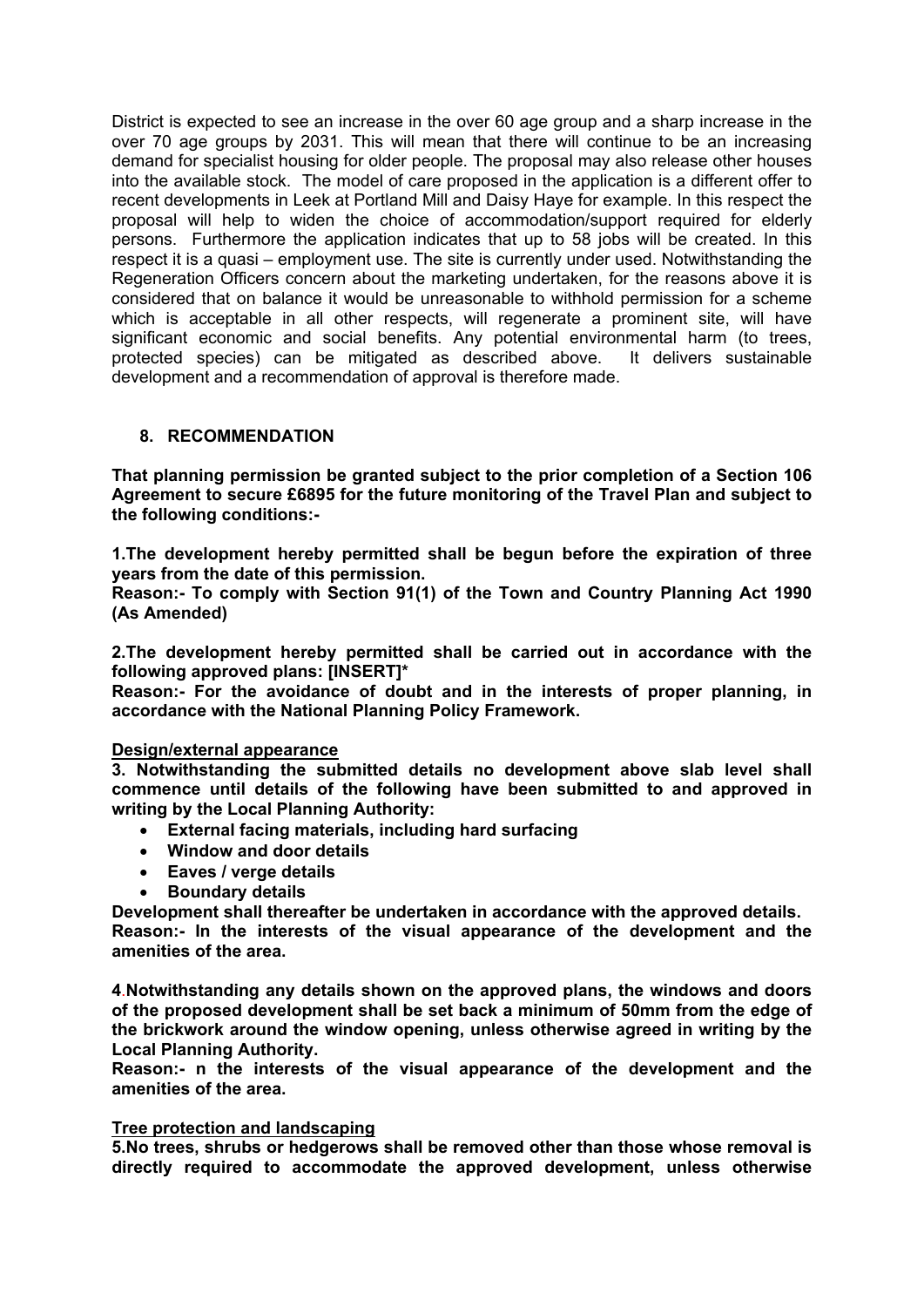District is expected to see an increase in the over 60 age group and a sharp increase in the over 70 age groups by 2031. This will mean that there will continue to be an increasing demand for specialist housing for older people. The proposal may also release other houses into the available stock. The model of care proposed in the application is a different offer to recent developments in Leek at Portland Mill and Daisy Haye for example. In this respect the proposal will help to widen the choice of accommodation/support required for elderly persons. Furthermore the application indicates that up to 58 jobs will be created. In this respect it is a quasi – employment use. The site is currently under used. Notwithstanding the Regeneration Officers concern about the marketing undertaken, for the reasons above it is considered that on balance it would be unreasonable to withhold permission for a scheme which is acceptable in all other respects, will regenerate a prominent site, will have significant economic and social benefits. Any potential environmental harm (to trees, protected species) can be mitigated as described above. It delivers sustainable development and a recommendation of approval is therefore made.

## 8. RECOMMENDATION

**That planning permission be granted subject to the prior completion of a Section 106 Agreement to secure £6895 for the future monitoring of the Travel Plan and subject to the following conditions:-**

**1.The development hereby permitted shall be begun before the expiration of three years from the date of this permission.**
**Reason:- To comply with Section 91(1) of the Town and Country Planning Act 1990 (As Amended)**

**2.The development hereby permitted shall be carried out in accordance with the following approved plans: [INSERT]***
**Reason:- For the avoidance of doubt and in the interests of proper planning, in accordance with the National Planning Policy Framework.**

**Design/external appearance**

**3. Notwithstanding the submitted details no development above slab level shall commence until details of the following have been submitted to and approved in writing by the Local Planning Authority:**

- **External facing materials, including hard surfacing**
- **Window and door details**
- **Eaves / verge details**
- **Boundary details**

**Development shall thereafter be undertaken in accordance with the approved details.**
**Reason:- In the interests of the visual appearance of the development and the amenities of the area.**

**4.Notwithstanding any details shown on the approved plans, the windows and doors of the proposed development shall be set back a minimum of 50mm from the edge of the brickwork around the window opening, unless otherwise agreed in writing by the Local Planning Authority.**
**Reason:- n the interests of the visual appearance of the development and the amenities of the area.**

**Tree protection and landscaping**

**5.No trees, shrubs or hedgerows shall be removed other than those whose removal is directly required to accommodate the approved development, unless otherwise**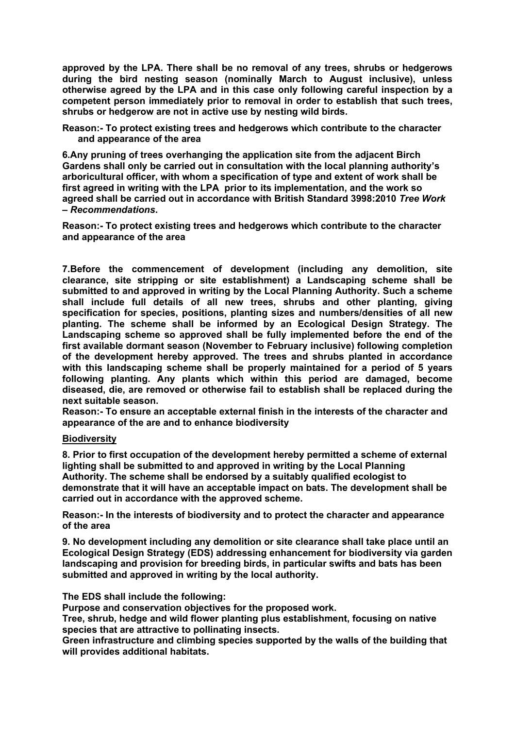**approved by the LPA. There shall be no removal of any trees, shrubs or hedgerows during the bird nesting season (nominally March to August inclusive), unless otherwise agreed by the LPA and in this case only following careful inspection by a competent person immediately prior to removal in order to establish that such trees, shrubs or hedgerow are not in active use by nesting wild birds.**

**Reason:- To protect existing trees and hedgerows which contribute to the character and appearance of the area**

**6.Any pruning of trees overhanging the application site from the adjacent Birch Gardens shall only be carried out in consultation with the local planning authority's arboricultural officer, with whom a specification of type and extent of work shall be first agreed in writing with the LPA prior to its implementation, and the work so agreed shall be carried out in accordance with British Standard 3998:2010 *Tree Work – Recommendations*.**

**Reason:- To protect existing trees and hedgerows which contribute to the character and appearance of the area**

**7.Before the commencement of development (including any demolition, site clearance, site stripping or site establishment) a Landscaping scheme shall be submitted to and approved in writing by the Local Planning Authority. Such a scheme shall include full details of all new trees, shrubs and other planting, giving specification for species, positions, planting sizes and numbers/densities of all new planting. The scheme shall be informed by an Ecological Design Strategy. The Landscaping scheme so approved shall be fully implemented before the end of the first available dormant season (November to February inclusive) following completion of the development hereby approved. The trees and shrubs planted in accordance with this landscaping scheme shall be properly maintained for a period of 5 years following planting. Any plants which within this period are damaged, become diseased, die, are removed or otherwise fail to establish shall be replaced during the next suitable season.**

**Reason:- To ensure an acceptable external finish in the interests of the character and appearance of the are and to enhance biodiversity**

**<u>Biodiversity</u>**

**8. Prior to first occupation of the development hereby permitted a scheme of external lighting shall be submitted to and approved in writing by the Local Planning Authority. The scheme shall be endorsed by a suitably qualified ecologist to demonstrate that it will have an acceptable impact on bats. The development shall be carried out in accordance with the approved scheme.**

**Reason:- In the interests of biodiversity and to protect the character and appearance of the area**

**9. No development including any demolition or site clearance shall take place until an Ecological Design Strategy (EDS) addressing enhancement for biodiversity via garden landscaping and provision for breeding birds, in particular swifts and bats has been submitted and approved in writing by the local authority.**

**The EDS shall include the following:**

**Purpose and conservation objectives for the proposed work.**

**Tree, shrub, hedge and wild flower planting plus establishment, focusing on native species that are attractive to pollinating insects.**

**Green infrastructure and climbing species supported by the walls of the building that will provides additional habitats.**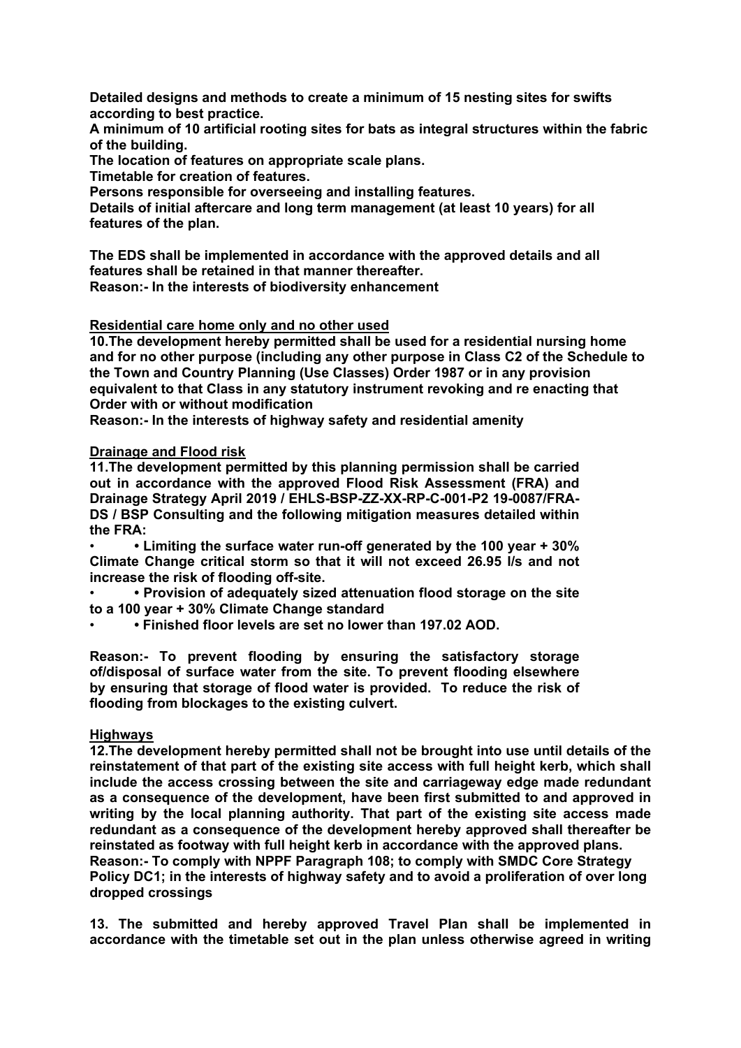**Detailed designs and methods to create a minimum of 15 nesting sites for swifts according to best practice.**

**A minimum of 10 artificial rooting sites for bats as integral structures within the fabric of the building.**

**The location of features on appropriate scale plans.**

**Timetable for creation of features.**

**Persons responsible for overseeing and installing features.**

**Details of initial aftercare and long term management (at least 10 years) for all features of the plan.**

**The EDS shall be implemented in accordance with the approved details and all features shall be retained in that manner thereafter.**

**Reason:- In the interests of biodiversity enhancement**

**<u>Residential care home only and no other used</u>**

**10.The development hereby permitted shall be used for a residential nursing home and for no other purpose (including any other purpose in Class C2 of the Schedule to the Town and Country Planning (Use Classes) Order 1987 or in any provision equivalent to that Class in any statutory instrument revoking and re enacting that Order with or without modification**

**Reason:- In the interests of highway safety and residential amenity**

**<u>Drainage and Flood risk</u>**

**11.The development permitted by this planning permission shall be carried out in accordance with the approved Flood Risk Assessment (FRA) and Drainage Strategy April 2019 / EHLS-BSP-ZZ-XX-RP-C-001-P2 19-0087/FRA-DS / BSP Consulting and the following mitigation measures detailed within the FRA:**

- **• Limiting the surface water run-off generated by the 100 year + 30% Climate Change critical storm so that it will not exceed 26.95 l/s and not increase the risk of flooding off-site.**
- **• Provision of adequately sized attenuation flood storage on the site to a 100 year + 30% Climate Change standard**
- **• Finished floor levels are set no lower than 197.02 AOD.**

**Reason:- To prevent flooding by ensuring the satisfactory storage of/disposal of surface water from the site. To prevent flooding elsewhere by ensuring that storage of flood water is provided. To reduce the risk of flooding from blockages to the existing culvert.**

**<u>Highways</u>**

**12.The development hereby permitted shall not be brought into use until details of the reinstatement of that part of the existing site access with full height kerb, which shall include the access crossing between the site and carriageway edge made redundant as a consequence of the development, have been first submitted to and approved in writing by the local planning authority. That part of the existing site access made redundant as a consequence of the development hereby approved shall thereafter be reinstated as footway with full height kerb in accordance with the approved plans.**

**Reason:- To comply with NPPF Paragraph 108; to comply with SMDC Core Strategy Policy DC1; in the interests of highway safety and to avoid a proliferation of over long dropped crossings**

**13. The submitted and hereby approved Travel Plan shall be implemented in accordance with the timetable set out in the plan unless otherwise agreed in writing**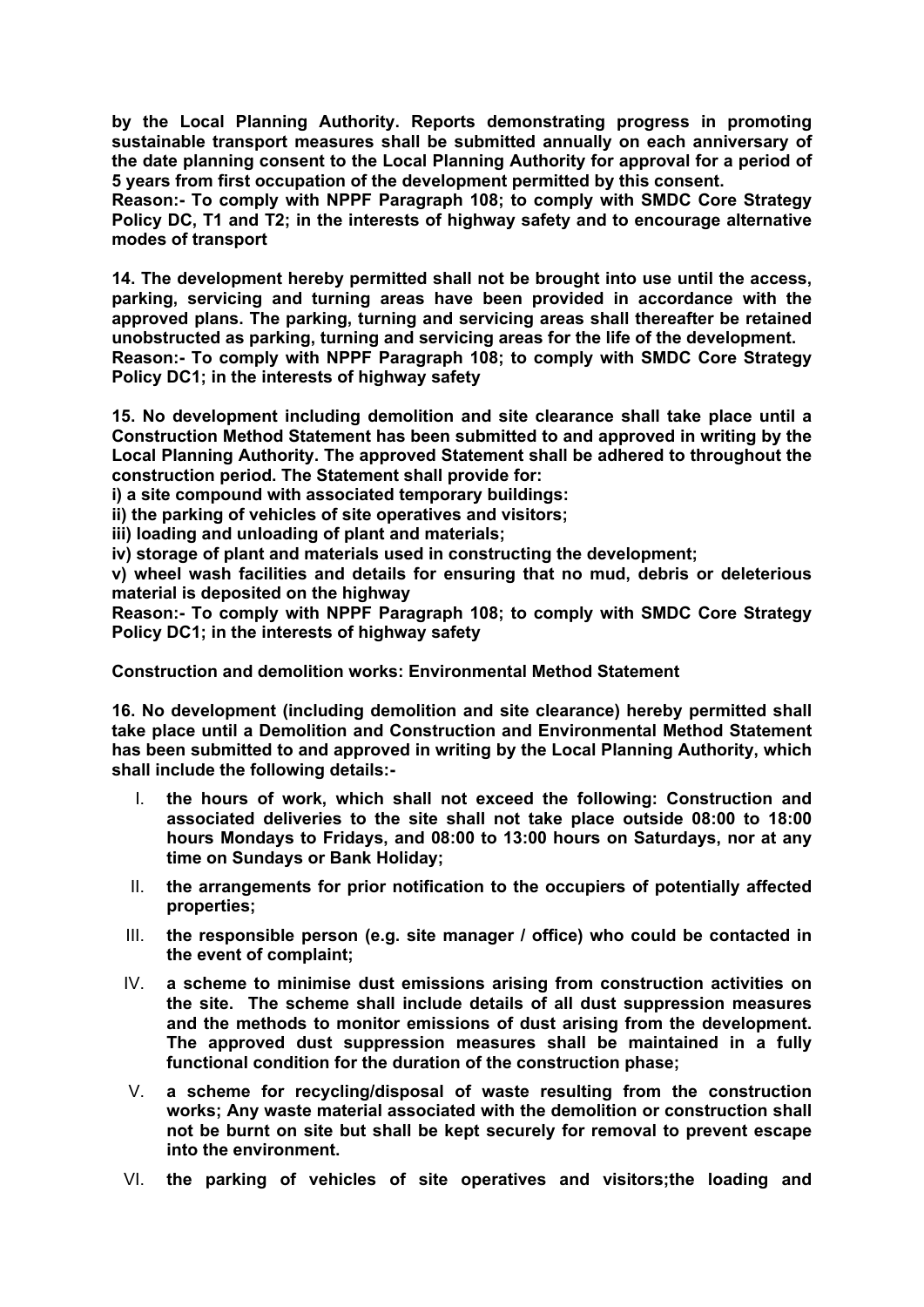**by the Local Planning Authority. Reports demonstrating progress in promoting sustainable transport measures shall be submitted annually on each anniversary of the date planning consent to the Local Planning Authority for approval for a period of 5 years from first occupation of the development permitted by this consent.**
**Reason:- To comply with NPPF Paragraph 108; to comply with SMDC Core Strategy Policy DC, T1 and T2; in the interests of highway safety and to encourage alternative modes of transport**

**14. The development hereby permitted shall not be brought into use until the access, parking, servicing and turning areas have been provided in accordance with the approved plans. The parking, turning and servicing areas shall thereafter be retained unobstructed as parking, turning and servicing areas for the life of the development.**
**Reason:- To comply with NPPF Paragraph 108; to comply with SMDC Core Strategy Policy DC1; in the interests of highway safety**

**15. No development including demolition and site clearance shall take place until a Construction Method Statement has been submitted to and approved in writing by the Local Planning Authority. The approved Statement shall be adhered to throughout the construction period. The Statement shall provide for:**
**i) a site compound with associated temporary buildings:**
**ii) the parking of vehicles of site operatives and visitors;**
**iii) loading and unloading of plant and materials;**
**iv) storage of plant and materials used in constructing the development;**
**v) wheel wash facilities and details for ensuring that no mud, debris or deleterious material is deposited on the highway**
**Reason:- To comply with NPPF Paragraph 108; to comply with SMDC Core Strategy Policy DC1; in the interests of highway safety**

**Construction and demolition works: Environmental Method Statement**

**16. No development (including demolition and site clearance) hereby permitted shall take place until a Demolition and Construction and Environmental Method Statement has been submitted to and approved in writing by the Local Planning Authority, which shall include the following details:-**

I. **the hours of work, which shall not exceed the following: Construction and associated deliveries to the site shall not take place outside 08:00 to 18:00 hours Mondays to Fridays, and 08:00 to 13:00 hours on Saturdays, nor at any time on Sundays or Bank Holiday;**
II. **the arrangements for prior notification to the occupiers of potentially affected properties;**
III. **the responsible person (e.g. site manager / office) who could be contacted in the event of complaint;**
IV. **a scheme to minimise dust emissions arising from construction activities on the site. The scheme shall include details of all dust suppression measures and the methods to monitor emissions of dust arising from the development. The approved dust suppression measures shall be maintained in a fully functional condition for the duration of the construction phase;**
V. **a scheme for recycling/disposal of waste resulting from the construction works; Any waste material associated with the demolition or construction shall not be burnt on site but shall be kept securely for removal to prevent escape into the environment.**
VI. **the parking of vehicles of site operatives and visitors;the loading and**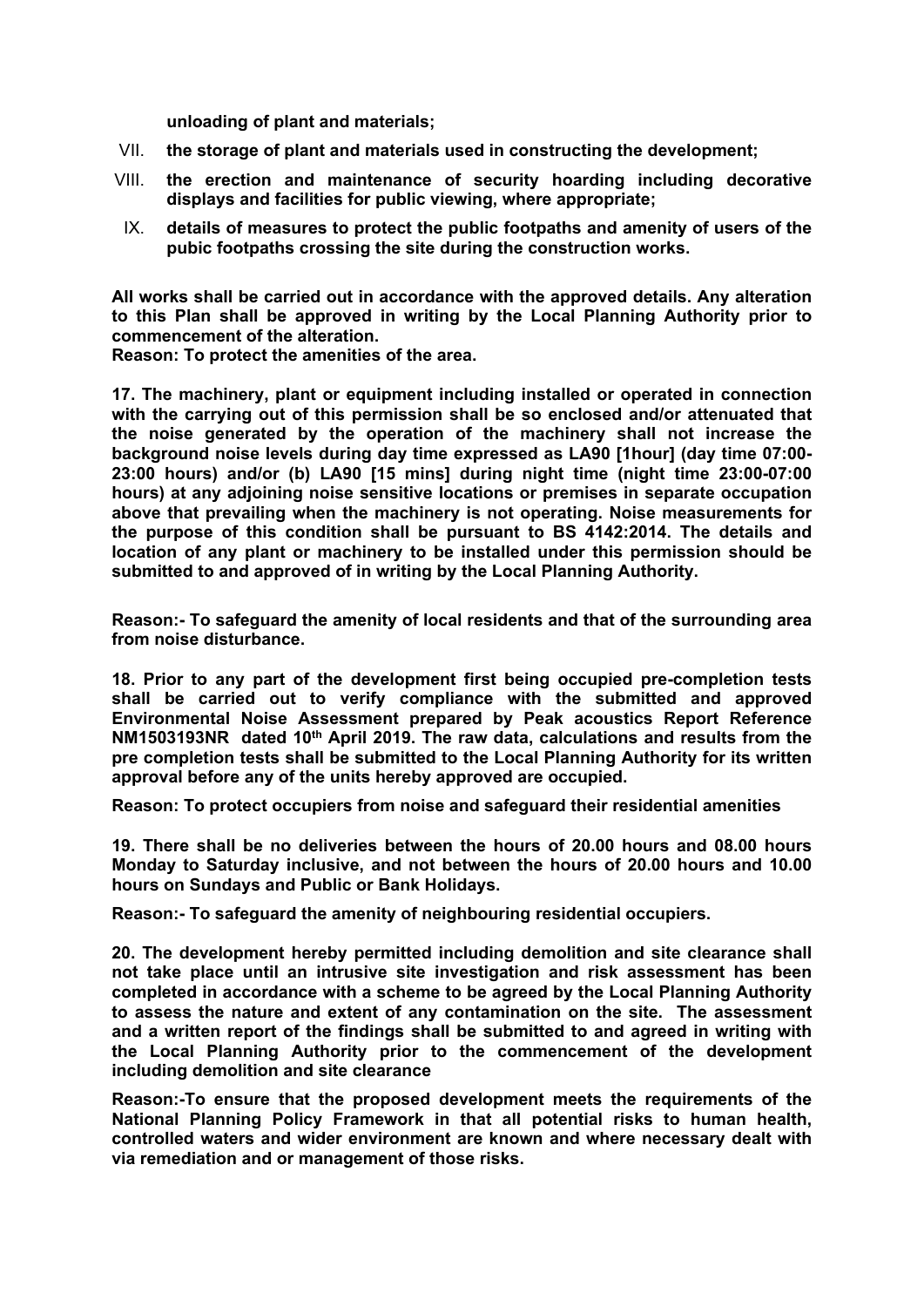**unloading of plant and materials;**

VII. **the storage of plant and materials used in constructing the development;**

VIII. **the erection and maintenance of security hoarding including decorative displays and facilities for public viewing, where appropriate;**

IX. **details of measures to protect the public footpaths and amenity of users of the pubic footpaths crossing the site during the construction works.**

**All works shall be carried out in accordance with the approved details. Any alteration to this Plan shall be approved in writing by the Local Planning Authority prior to commencement of the alteration.**

**Reason: To protect the amenities of the area.**

**17. The machinery, plant or equipment including installed or operated in connection with the carrying out of this permission shall be so enclosed and/or attenuated that the noise generated by the operation of the machinery shall not increase the background noise levels during day time expressed as LA90 [1hour] (day time 07:00-23:00 hours) and/or (b) LA90 [15 mins] during night time (night time 23:00-07:00 hours) at any adjoining noise sensitive locations or premises in separate occupation above that prevailing when the machinery is not operating. Noise measurements for the purpose of this condition shall be pursuant to BS 4142:2014. The details and location of any plant or machinery to be installed under this permission should be submitted to and approved of in writing by the Local Planning Authority.**

**Reason:- To safeguard the amenity of local residents and that of the surrounding area from noise disturbance.**

**18. Prior to any part of the development first being occupied pre-completion tests shall be carried out to verify compliance with the submitted and approved Environmental Noise Assessment prepared by Peak acoustics Report Reference NM1503193NR dated 10th April 2019. The raw data, calculations and results from the pre completion tests shall be submitted to the Local Planning Authority for its written approval before any of the units hereby approved are occupied.**

**Reason: To protect occupiers from noise and safeguard their residential amenities**

**19. There shall be no deliveries between the hours of 20.00 hours and 08.00 hours Monday to Saturday inclusive, and not between the hours of 20.00 hours and 10.00 hours on Sundays and Public or Bank Holidays.**

**Reason:- To safeguard the amenity of neighbouring residential occupiers.**

**20. The development hereby permitted including demolition and site clearance shall not take place until an intrusive site investigation and risk assessment has been completed in accordance with a scheme to be agreed by the Local Planning Authority to assess the nature and extent of any contamination on the site. The assessment and a written report of the findings shall be submitted to and agreed in writing with the Local Planning Authority prior to the commencement of the development including demolition and site clearance**

**Reason:-To ensure that the proposed development meets the requirements of the National Planning Policy Framework in that all potential risks to human health, controlled waters and wider environment are known and where necessary dealt with via remediation and or management of those risks.**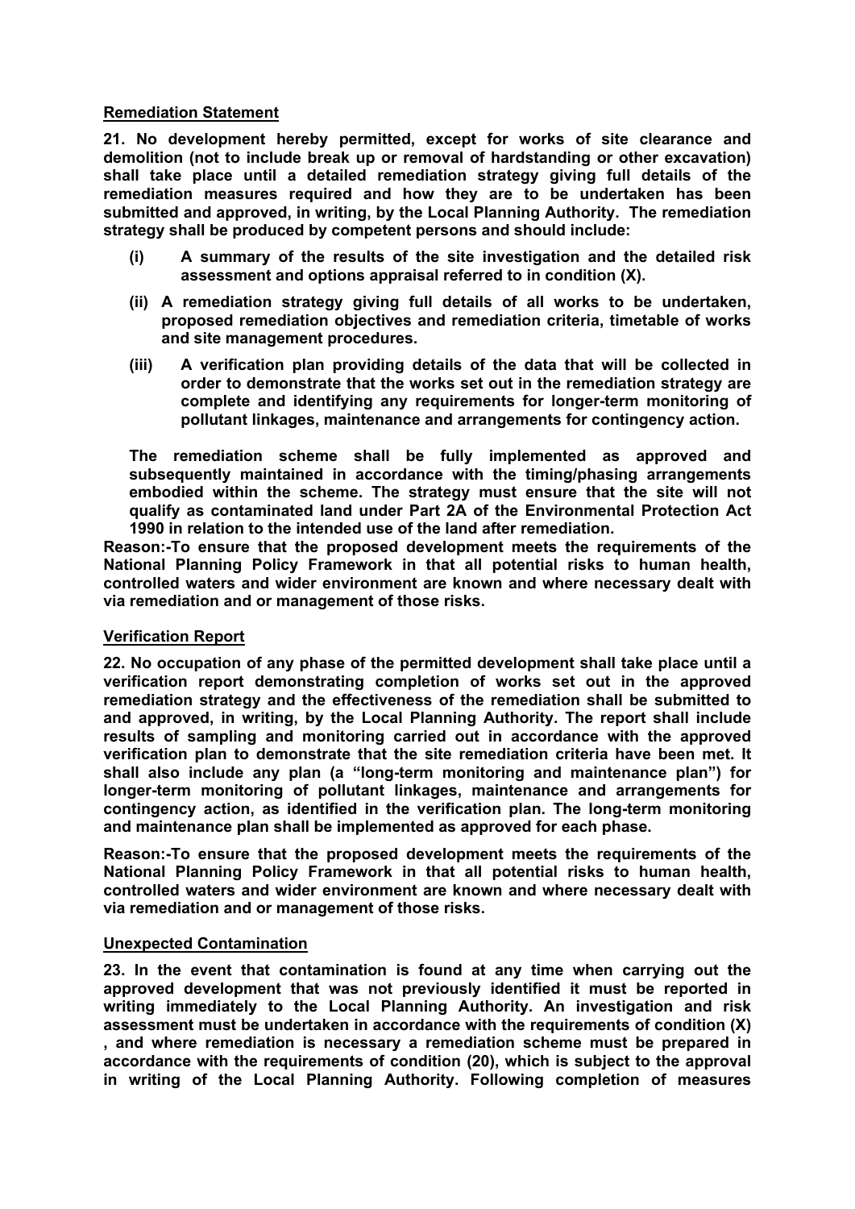**Remediation Statement**

**21. No development hereby permitted, except for works of site clearance and demolition (not to include break up or removal of hardstanding or other excavation) shall take place until a detailed remediation strategy giving full details of the remediation measures required and how they are to be undertaken has been submitted and approved, in writing, by the Local Planning Authority. The remediation strategy shall be produced by competent persons and should include:**

- **(i) A summary of the results of the site investigation and the detailed risk assessment and options appraisal referred to in condition (X).**
- **(ii) A remediation strategy giving full details of all works to be undertaken, proposed remediation objectives and remediation criteria, timetable of works and site management procedures.**
- **(iii) A verification plan providing details of the data that will be collected in order to demonstrate that the works set out in the remediation strategy are complete and identifying any requirements for longer-term monitoring of pollutant linkages, maintenance and arrangements for contingency action.**

**The remediation scheme shall be fully implemented as approved and subsequently maintained in accordance with the timing/phasing arrangements embodied within the scheme. The strategy must ensure that the site will not qualify as contaminated land under Part 2A of the Environmental Protection Act 1990 in relation to the intended use of the land after remediation.**

**Reason:-To ensure that the proposed development meets the requirements of the National Planning Policy Framework in that all potential risks to human health, controlled waters and wider environment are known and where necessary dealt with via remediation and or management of those risks.**

**Verification Report**

**22. No occupation of any phase of the permitted development shall take place until a verification report demonstrating completion of works set out in the approved remediation strategy and the effectiveness of the remediation shall be submitted to and approved, in writing, by the Local Planning Authority. The report shall include results of sampling and monitoring carried out in accordance with the approved verification plan to demonstrate that the site remediation criteria have been met. It shall also include any plan (a "long-term monitoring and maintenance plan") for longer-term monitoring of pollutant linkages, maintenance and arrangements for contingency action, as identified in the verification plan. The long-term monitoring and maintenance plan shall be implemented as approved for each phase.**

**Reason:-To ensure that the proposed development meets the requirements of the National Planning Policy Framework in that all potential risks to human health, controlled waters and wider environment are known and where necessary dealt with via remediation and or management of those risks.**

**Unexpected Contamination**

**23. In the event that contamination is found at any time when carrying out the approved development that was not previously identified it must be reported in writing immediately to the Local Planning Authority. An investigation and risk assessment must be undertaken in accordance with the requirements of condition (X) , and where remediation is necessary a remediation scheme must be prepared in accordance with the requirements of condition (20), which is subject to the approval in writing of the Local Planning Authority. Following completion of measures**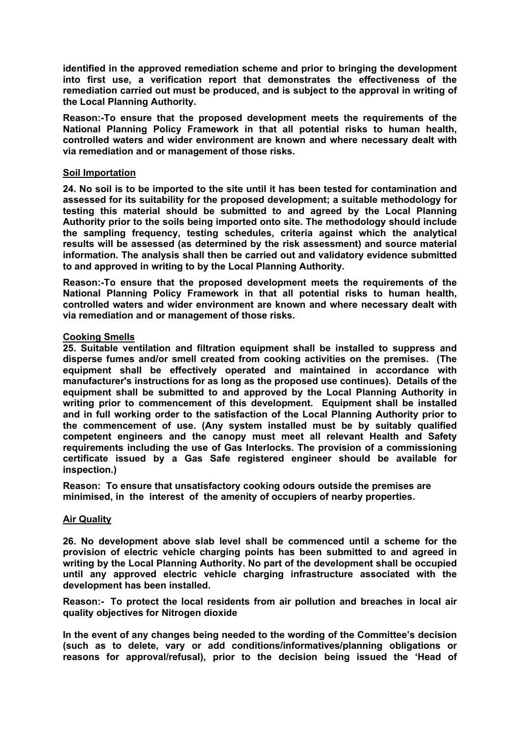**identified in the approved remediation scheme and prior to bringing the development into first use, a verification report that demonstrates the effectiveness of the remediation carried out must be produced, and is subject to the approval in writing of the Local Planning Authority.**

**Reason:-To ensure that the proposed development meets the requirements of the National Planning Policy Framework in that all potential risks to human health, controlled waters and wider environment are known and where necessary dealt with via remediation and or management of those risks.**

**Soil Importation**

**24. No soil is to be imported to the site until it has been tested for contamination and assessed for its suitability for the proposed development; a suitable methodology for testing this material should be submitted to and agreed by the Local Planning Authority prior to the soils being imported onto site. The methodology should include the sampling frequency, testing schedules, criteria against which the analytical results will be assessed (as determined by the risk assessment) and source material information. The analysis shall then be carried out and validatory evidence submitted to and approved in writing to by the Local Planning Authority.**

**Reason:-To ensure that the proposed development meets the requirements of the National Planning Policy Framework in that all potential risks to human health, controlled waters and wider environment are known and where necessary dealt with via remediation and or management of those risks.**

**Cooking Smells**

**25. Suitable ventilation and filtration equipment shall be installed to suppress and disperse fumes and/or smell created from cooking activities on the premises. (The equipment shall be effectively operated and maintained in accordance with manufacturer's instructions for as long as the proposed use continues). Details of the equipment shall be submitted to and approved by the Local Planning Authority in writing prior to commencement of this development. Equipment shall be installed and in full working order to the satisfaction of the Local Planning Authority prior to the commencement of use. (Any system installed must be by suitably qualified competent engineers and the canopy must meet all relevant Health and Safety requirements including the use of Gas Interlocks. The provision of a commissioning certificate issued by a Gas Safe registered engineer should be available for inspection.)**

**Reason: To ensure that unsatisfactory cooking odours outside the premises are minimised, in the interest of the amenity of occupiers of nearby properties.**

**Air Quality**

**26. No development above slab level shall be commenced until a scheme for the provision of electric vehicle charging points has been submitted to and agreed in writing by the Local Planning Authority. No part of the development shall be occupied until any approved electric vehicle charging infrastructure associated with the development has been installed.**

**Reason:- To protect the local residents from air pollution and breaches in local air quality objectives for Nitrogen dioxide**

**In the event of any changes being needed to the wording of the Committee's decision (such as to delete, vary or add conditions/informatives/planning obligations or reasons for approval/refusal), prior to the decision being issued the 'Head of**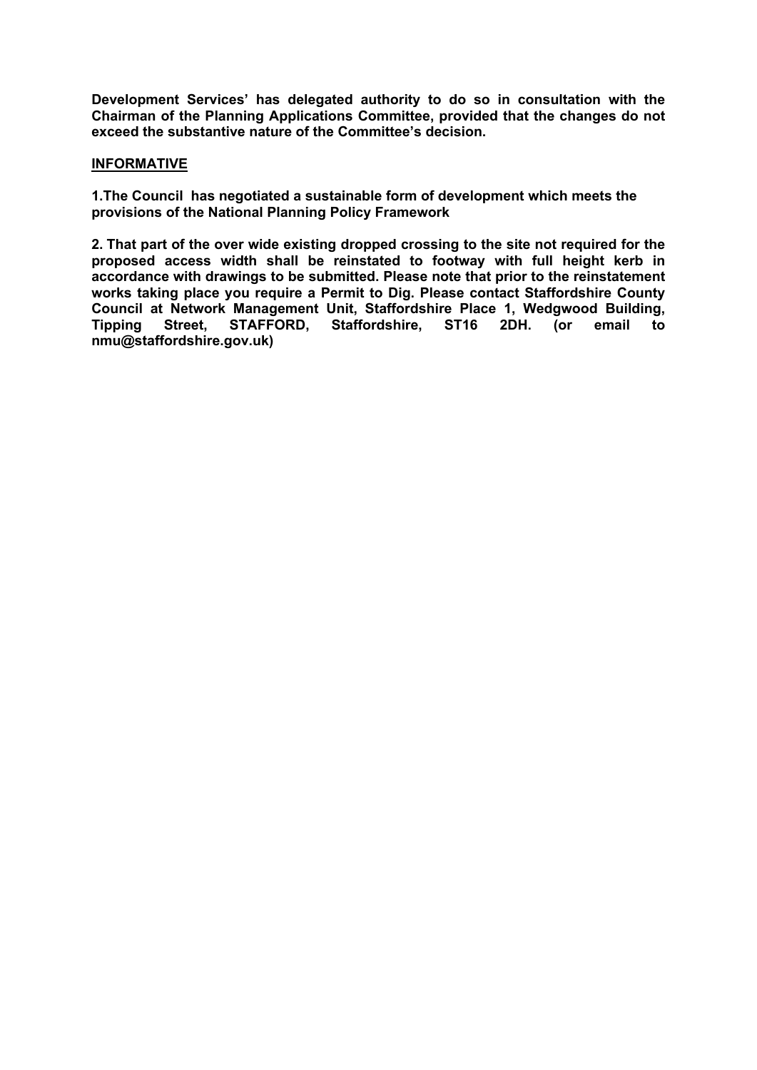**Development Services' has delegated authority to do so in consultation with the Chairman of the Planning Applications Committee, provided that the changes do not exceed the substantive nature of the Committee's decision.**

**INFORMATIVE**

**1.The Council has negotiated a sustainable form of development which meets the provisions of the National Planning Policy Framework**

**2. That part of the over wide existing dropped crossing to the site not required for the proposed access width shall be reinstated to footway with full height kerb in accordance with drawings to be submitted. Please note that prior to the reinstatement works taking place you require a Permit to Dig. Please contact Staffordshire County Council at Network Management Unit, Staffordshire Place 1, Wedgwood Building, Tipping Street, STAFFORD, Staffordshire, ST16 2DH. (or email to nmu@staffordshire.gov.uk)**